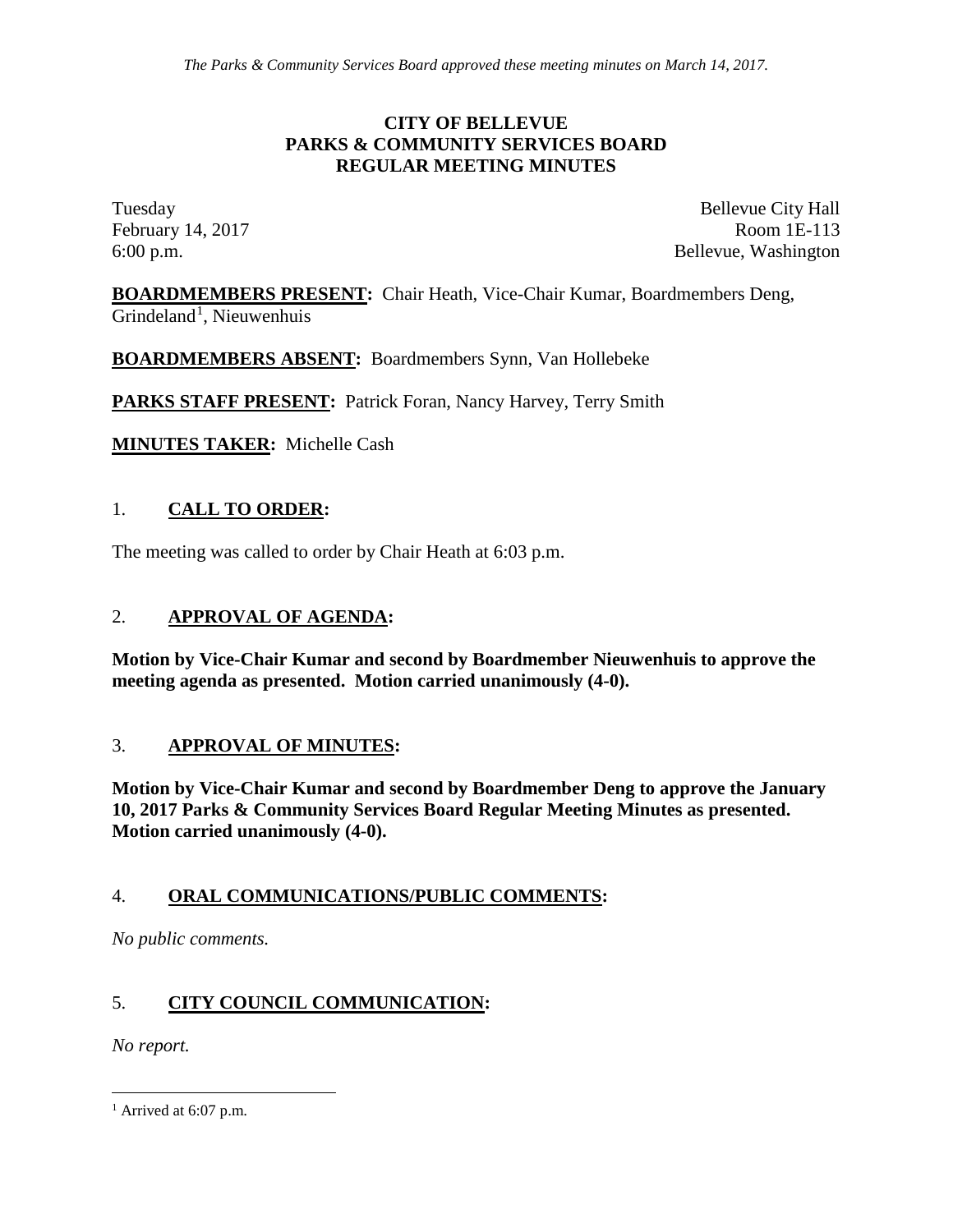*The Parks & Community Services Board approved these meeting minutes on March 14, 2017.*

# CITY OF BELLEVUE
# PARKS & COMMUNITY SERVICES BOARD
# REGULAR MEETING MINUTES

Tuesday
February 14, 2017
6:00 p.m.

Bellevue City Hall
Room 1E-113
Bellevue, Washington

**BOARDMEMBERS PRESENT:** Chair Heath, Vice-Chair Kumar, Boardmembers Deng, Grindeland[1], Nieuwenhuis

**BOARDMEMBERS ABSENT:** Boardmembers Synn, Van Hollebeke

**PARKS STAFF PRESENT:** Patrick Foran, Nancy Harvey, Terry Smith

**MINUTES TAKER:** Michelle Cash

## 1. CALL TO ORDER:

The meeting was called to order by Chair Heath at 6:03 p.m.

## 2. APPROVAL OF AGENDA:

**Motion by Vice-Chair Kumar and second by Boardmember Nieuwenhuis to approve the meeting agenda as presented. Motion carried unanimously (4-0).**

## 3. APPROVAL OF MINUTES:

**Motion by Vice-Chair Kumar and second by Boardmember Deng to approve the January 10, 2017 Parks & Community Services Board Regular Meeting Minutes as presented. Motion carried unanimously (4-0).**

## 4. ORAL COMMUNICATIONS/PUBLIC COMMENTS:

*No public comments.*

## 5. CITY COUNCIL COMMUNICATION:

*No report.*

---

[1] Arrived at 6:07 p.m.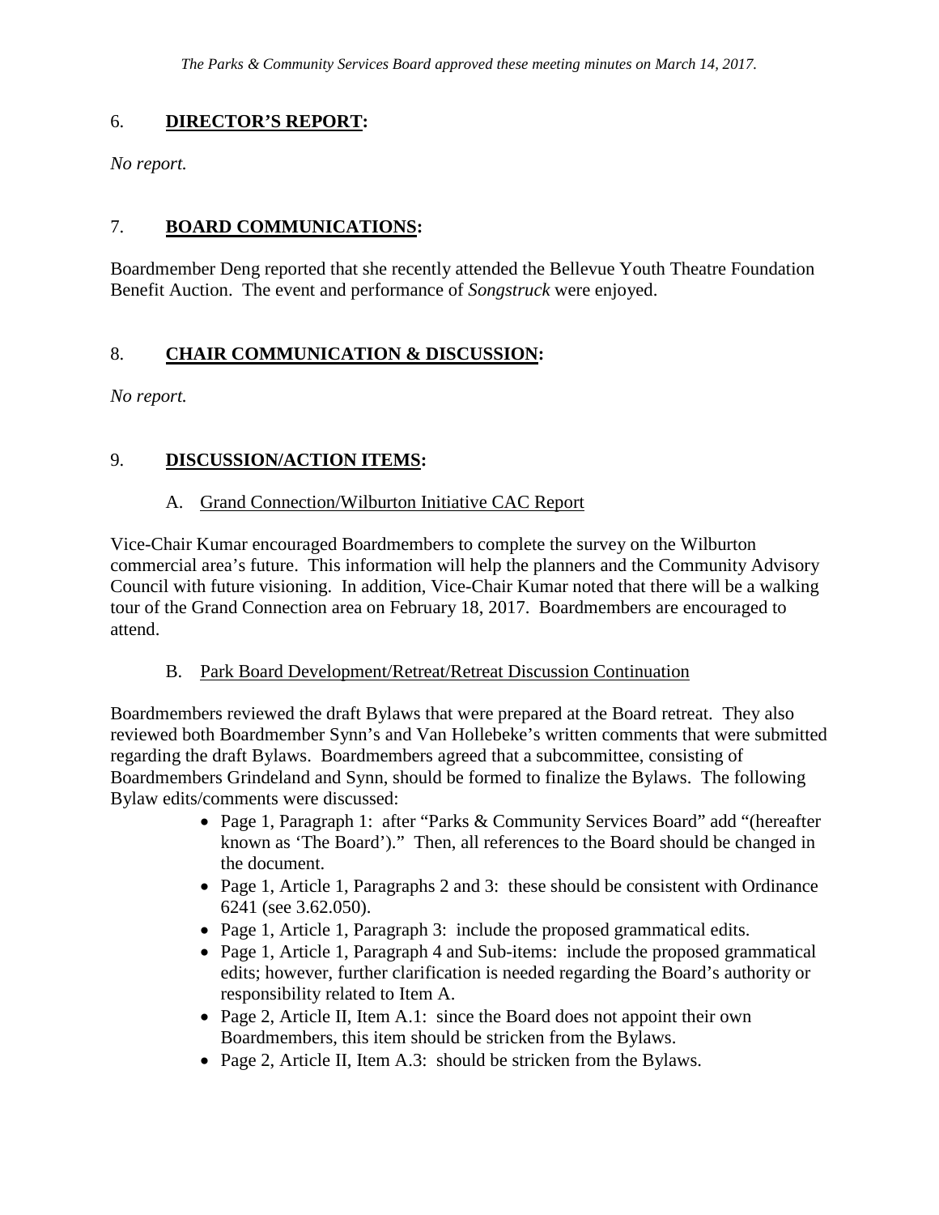*The Parks & Community Services Board approved these meeting minutes on March 14, 2017.*

## 6. **DIRECTOR'S REPORT:**

*No report.*

## 7. **BOARD COMMUNICATIONS:**

Boardmember Deng reported that she recently attended the Bellevue Youth Theatre Foundation Benefit Auction. The event and performance of *Songstruck* were enjoyed.

## 8. **CHAIR COMMUNICATION & DISCUSSION:**

*No report.*

## 9. **DISCUSSION/ACTION ITEMS:**

### A. Grand Connection/Wilburton Initiative CAC Report

Vice-Chair Kumar encouraged Boardmembers to complete the survey on the Wilburton commercial area's future. This information will help the planners and the Community Advisory Council with future visioning. In addition, Vice-Chair Kumar noted that there will be a walking tour of the Grand Connection area on February 18, 2017. Boardmembers are encouraged to attend.

### B. Park Board Development/Retreat/Retreat Discussion Continuation

Boardmembers reviewed the draft Bylaws that were prepared at the Board retreat. They also reviewed both Boardmember Synn's and Van Hollebeke's written comments that were submitted regarding the draft Bylaws. Boardmembers agreed that a subcommittee, consisting of Boardmembers Grindeland and Synn, should be formed to finalize the Bylaws. The following Bylaw edits/comments were discussed:

- Page 1, Paragraph 1: after "Parks & Community Services Board" add "(hereafter known as 'The Board')." Then, all references to the Board should be changed in the document.
- Page 1, Article 1, Paragraphs 2 and 3: these should be consistent with Ordinance 6241 (see 3.62.050).
- Page 1, Article 1, Paragraph 3: include the proposed grammatical edits.
- Page 1, Article 1, Paragraph 4 and Sub-items: include the proposed grammatical edits; however, further clarification is needed regarding the Board's authority or responsibility related to Item A.
- Page 2, Article II, Item A.1: since the Board does not appoint their own Boardmembers, this item should be stricken from the Bylaws.
- Page 2, Article II, Item A.3: should be stricken from the Bylaws.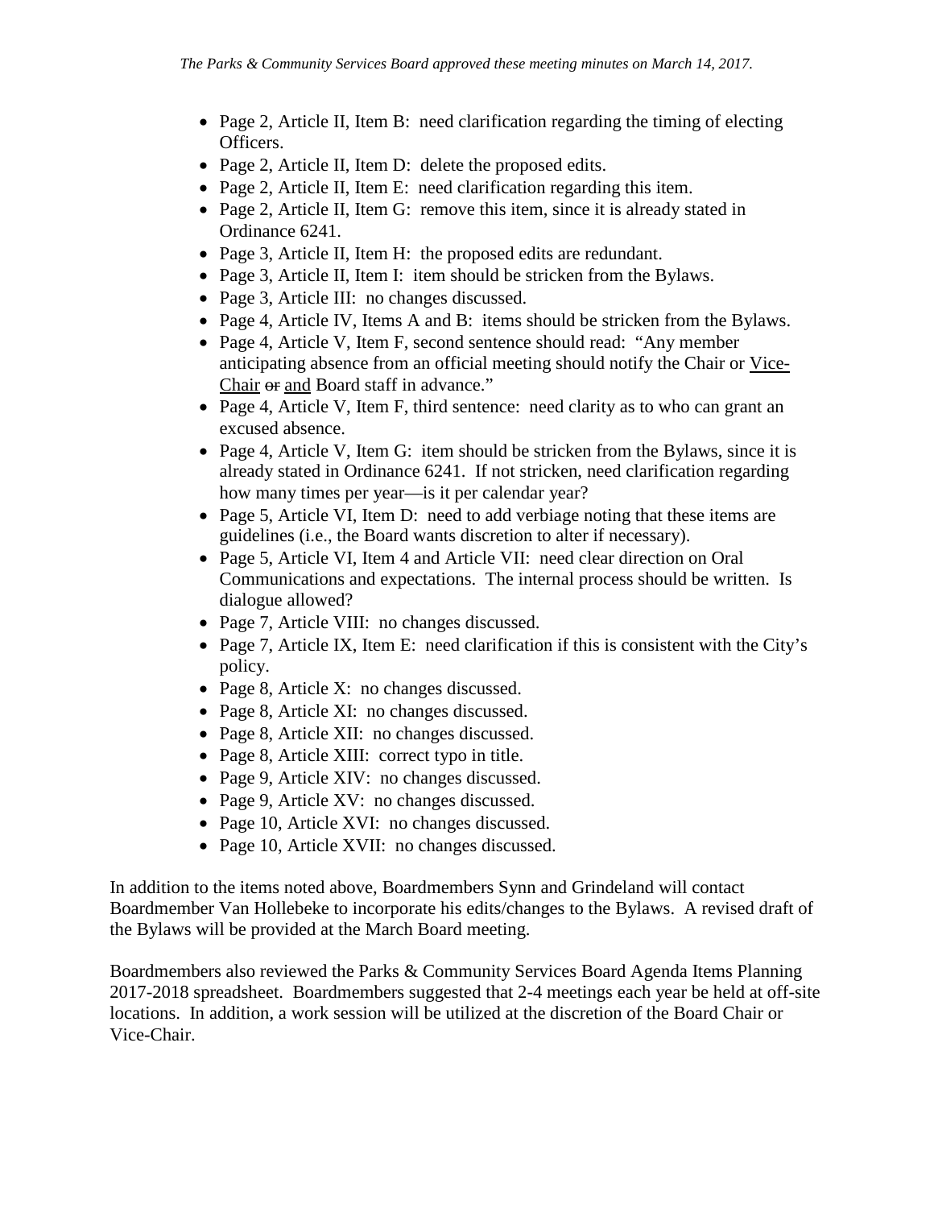*The Parks & Community Services Board approved these meeting minutes on March 14, 2017.*

- Page 2, Article II, Item B: need clarification regarding the timing of electing Officers.
- Page 2, Article II, Item D: delete the proposed edits.
- Page 2, Article II, Item E: need clarification regarding this item.
- Page 2, Article II, Item G: remove this item, since it is already stated in Ordinance 6241.
- Page 3, Article II, Item H: the proposed edits are redundant.
- Page 3, Article II, Item I: item should be stricken from the Bylaws.
- Page 3, Article III: no changes discussed.
- Page 4, Article IV, Items A and B: items should be stricken from the Bylaws.
- Page 4, Article V, Item F, second sentence should read: "Any member anticipating absence from an official meeting should notify the Chair or <u>Vice-Chair</u> ~~or~~ <u>and</u> Board staff in advance."
- Page 4, Article V, Item F, third sentence: need clarity as to who can grant an excused absence.
- Page 4, Article V, Item G: item should be stricken from the Bylaws, since it is already stated in Ordinance 6241. If not stricken, need clarification regarding how many times per year—is it per calendar year?
- Page 5, Article VI, Item D: need to add verbiage noting that these items are guidelines (i.e., the Board wants discretion to alter if necessary).
- Page 5, Article VI, Item 4 and Article VII: need clear direction on Oral Communications and expectations. The internal process should be written. Is dialogue allowed?
- Page 7, Article VIII: no changes discussed.
- Page 7, Article IX, Item E: need clarification if this is consistent with the City's policy.
- Page 8, Article X: no changes discussed.
- Page 8, Article XI: no changes discussed.
- Page 8, Article XII: no changes discussed.
- Page 8, Article XIII: correct typo in title.
- Page 9, Article XIV: no changes discussed.
- Page 9, Article XV: no changes discussed.
- Page 10, Article XVI: no changes discussed.
- Page 10, Article XVII: no changes discussed.

In addition to the items noted above, Boardmembers Synn and Grindeland will contact Boardmember Van Hollebeke to incorporate his edits/changes to the Bylaws. A revised draft of the Bylaws will be provided at the March Board meeting.

Boardmembers also reviewed the Parks & Community Services Board Agenda Items Planning 2017-2018 spreadsheet. Boardmembers suggested that 2-4 meetings each year be held at off-site locations. In addition, a work session will be utilized at the discretion of the Board Chair or Vice-Chair.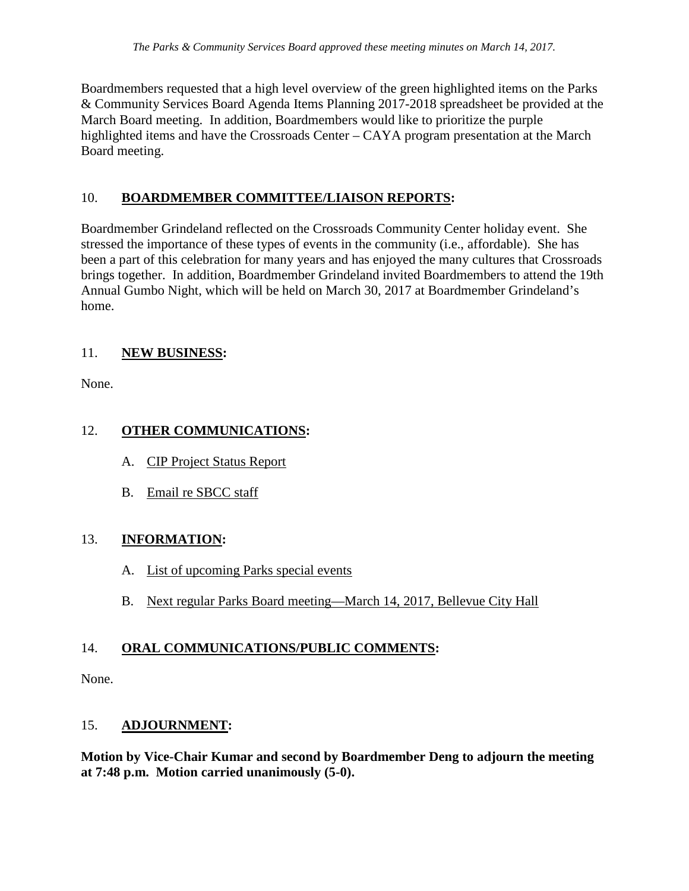Boardmembers requested that a high level overview of the green highlighted items on the Parks & Community Services Board Agenda Items Planning 2017-2018 spreadsheet be provided at the March Board meeting. In addition, Boardmembers would like to prioritize the purple highlighted items and have the Crossroads Center – CAYA program presentation at the March Board meeting.

## 10. **BOARDMEMBER COMMITTEE/LIAISON REPORTS:**

Boardmember Grindeland reflected on the Crossroads Community Center holiday event. She stressed the importance of these types of events in the community (i.e., affordable). She has been a part of this celebration for many years and has enjoyed the many cultures that Crossroads brings together. In addition, Boardmember Grindeland invited Boardmembers to attend the 19th Annual Gumbo Night, which will be held on March 30, 2017 at Boardmember Grindeland's home.

## 11. **NEW BUSINESS:**

None.

## 12. **OTHER COMMUNICATIONS:**

A. CIP Project Status Report

B. Email re SBCC staff

## 13. **INFORMATION:**

A. List of upcoming Parks special events

B. Next regular Parks Board meeting—March 14, 2017, Bellevue City Hall

## 14. **ORAL COMMUNICATIONS/PUBLIC COMMENTS:**

None.

## 15. **ADJOURNMENT:**

**Motion by Vice-Chair Kumar and second by Boardmember Deng to adjourn the meeting at 7:48 p.m. Motion carried unanimously (5-0).**